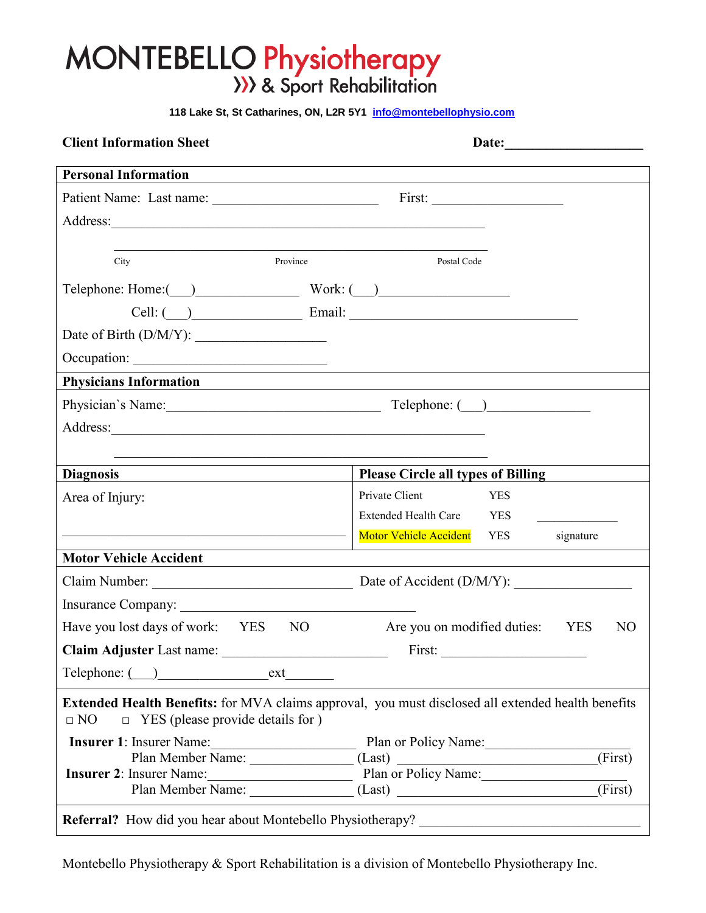# MONTEBELLO Physiotherapy
## & Sport Rehabilitation

**118 Lake St, St Catharines, ON, L2R 5Y1 info@montebellophysio.com**

**Client Information Sheet** **Date:____________________**

**Personal Information**

Patient Name: Last name: ________________________ First: ___________________

Address:_______________________________________________________

_______________________________________________________

City Province Postal Code

Telephone: Home:(___)_______________ Work: (___)__________________

Cell: (___)________________ Email: _________________________________

Date of Birth (D/M/Y): ___________________

Occupation: ____________________________

**Physicians Information**

Physician`s Name:________________________________ Telephone: (___)_______________

Address:_______________________________________________________

_______________________________________________________

| **Diagnosis** | **Please Circle all types of Billing** | | |
|---|---|---|---|
| Area of Injury: | Private Client | YES | |
| | Extended Health Care | YES | _____________ |
| ________________________________________ | Motor Vehicle Accident | YES | signature |

**Motor Vehicle Accident**

Claim Number: ____________________________ Date of Accident (D/M/Y): _________________

Insurance Company: ___________________________________

Have you lost days of work: YES NO Are you on modified duties: YES NO

**Claim Adjuster** Last name: ________________________ First: _____________________

Telephone: (___)________________ext________

**Extended Health Benefits:** for MVA claims approval, you must disclosed all extended health benefits

□ NO □ YES (please provide details for )

**Insurer 1**: Insurer Name:_____________________ Plan or Policy Name:_______________________

Plan Member Name: _______________ (Last) ______________________________(First)

**Insurer 2**: Insurer Name:_____________________ Plan or Policy Name:______________________

Plan Member Name: _______________ (Last) ______________________________(First)

**Referral?** How did you hear about Montebello Physiotherapy? ________________________________

Montebello Physiotherapy & Sport Rehabilitation is a division of Montebello Physiotherapy Inc.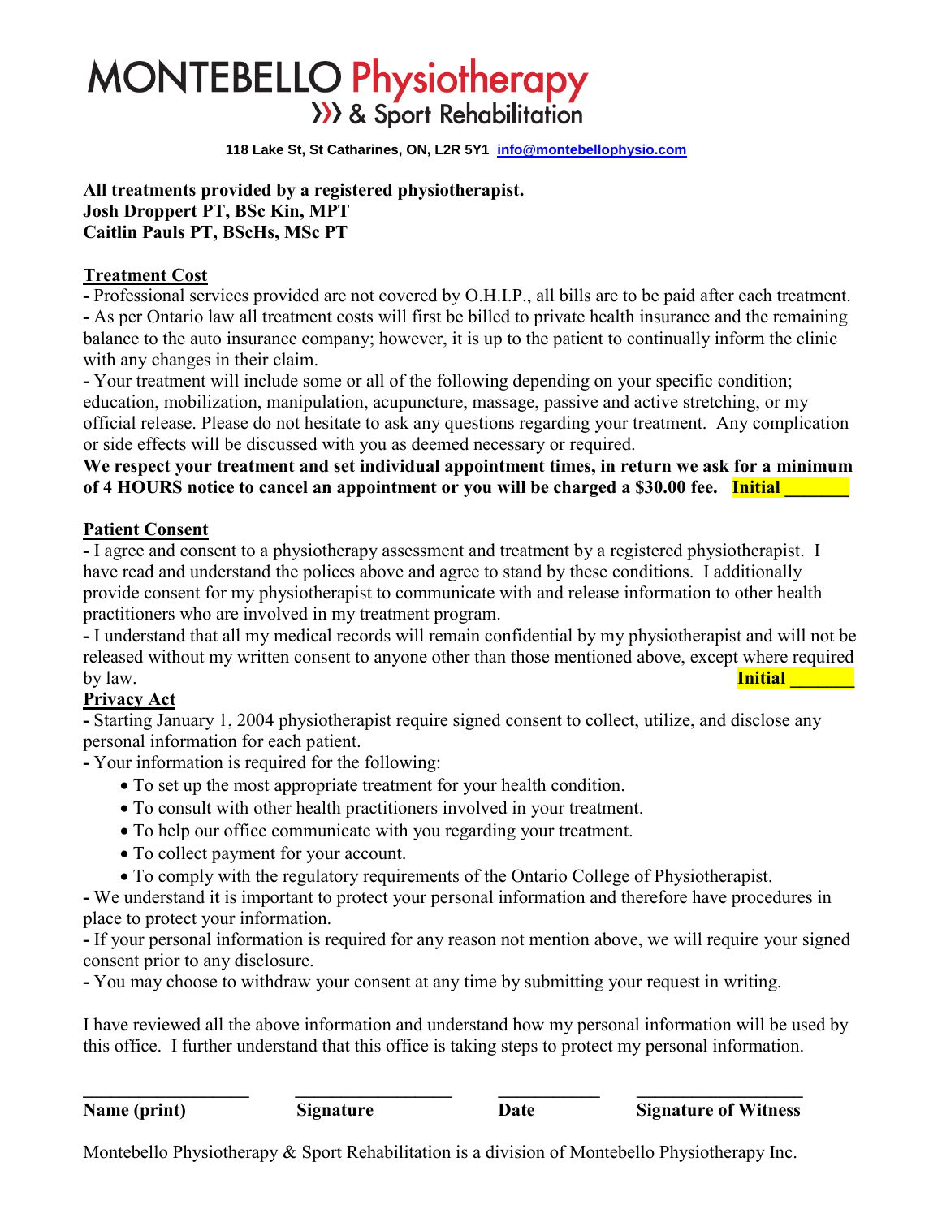# MONTEBELLO Physiotherapy
## & Sport Rehabilitation

**118 Lake St, St Catharines, ON, L2R 5Y1 info@montebellophysio.com**

**All treatments provided by a registered physiotherapist.**
**Josh Droppert PT, BSc Kin, MPT**
**Caitlin Pauls PT, BScHs, MSc PT**

**Treatment Cost**

- Professional services provided are not covered by O.H.I.P., all bills are to be paid after each treatment.
- As per Ontario law all treatment costs will first be billed to private health insurance and the remaining balance to the auto insurance company; however, it is up to the patient to continually inform the clinic with any changes in their claim.
- Your treatment will include some or all of the following depending on your specific condition; education, mobilization, manipulation, acupuncture, massage, passive and active stretching, or my official release. Please do not hesitate to ask any questions regarding your treatment. Any complication or side effects will be discussed with you as deemed necessary or required.

**We respect your treatment and set individual appointment times, in return we ask for a minimum of 4 HOURS notice to cancel an appointment or you will be charged a $30.00 fee. Initial _______**

**Patient Consent**

- I agree and consent to a physiotherapy assessment and treatment by a registered physiotherapist. I have read and understand the polices above and agree to stand by these conditions. I additionally provide consent for my physiotherapist to communicate with and release information to other health practitioners who are involved in my treatment program.
- I understand that all my medical records will remain confidential by my physiotherapist and will not be released without my written consent to anyone other than those mentioned above, except where required by law. **Initial _______**

**Privacy Act**

- Starting January 1, 2004 physiotherapist require signed consent to collect, utilize, and disclose any personal information for each patient.
- Your information is required for the following:
  - To set up the most appropriate treatment for your health condition.
  - To consult with other health practitioners involved in your treatment.
  - To help our office communicate with you regarding your treatment.
  - To collect payment for your account.
  - To comply with the regulatory requirements of the Ontario College of Physiotherapist.
- We understand it is important to protect your personal information and therefore have procedures in place to protect your information.
- If your personal information is required for any reason not mention above, we will require your signed consent prior to any disclosure.
- You may choose to withdraw your consent at any time by submitting your request in writing.

I have reviewed all the above information and understand how my personal information will be used by this office. I further understand that this office is taking steps to protect my personal information.

| ________________ | ________________ | __________ | __________________ |
|---|---|---|---|
| **Name (print)** | **Signature** | **Date** | **Signature of Witness** |

Montebello Physiotherapy & Sport Rehabilitation is a division of Montebello Physiotherapy Inc.